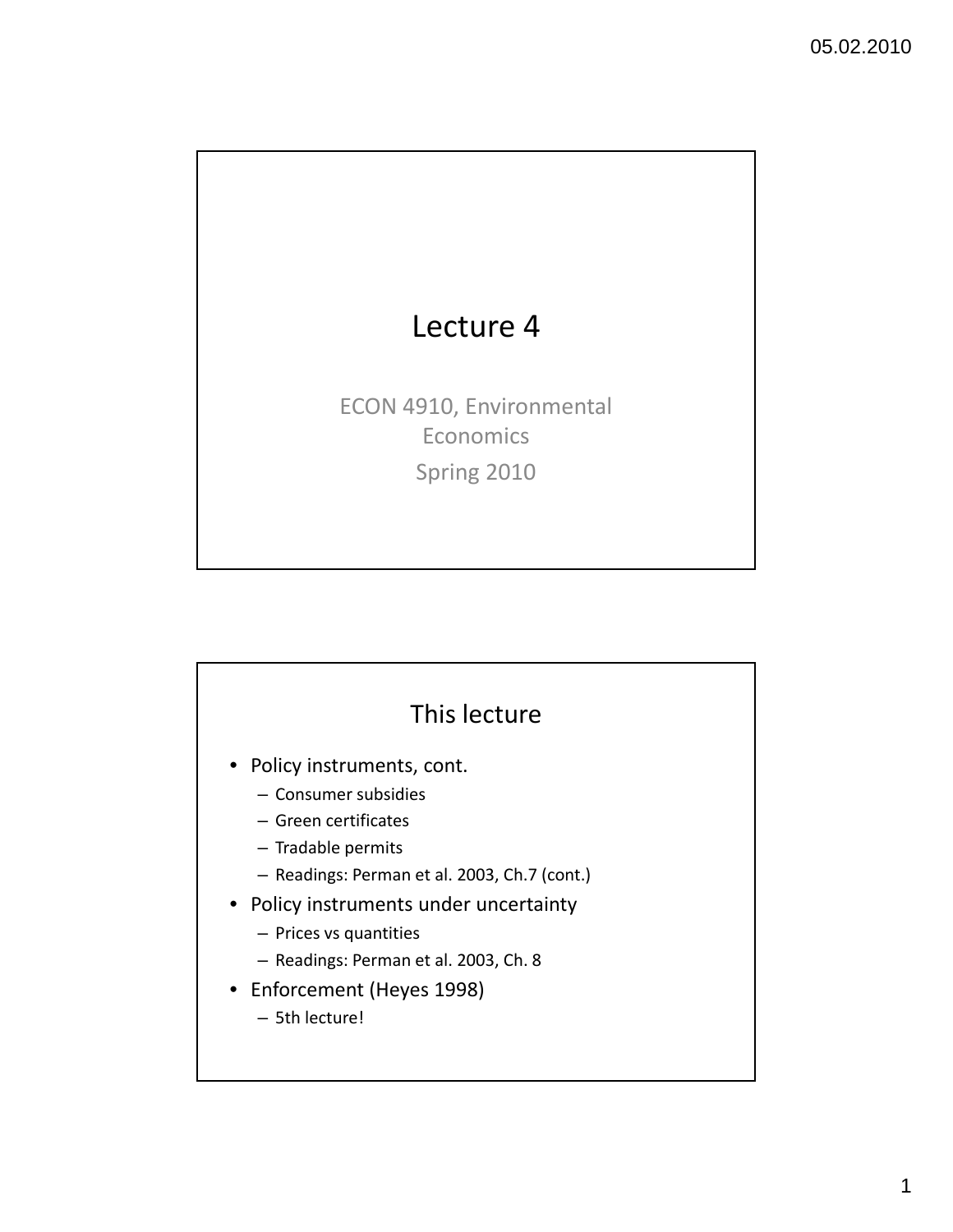# Lecture 4

ECON 4910, Environmental Economics

Spring 2010

## This lecture

- Policy instruments, cont.
  - Consumer subsidies
  - Green certificates
  - Tradable permits
  - Readings: Perman et al. 2003, Ch.7 (cont.)
- Policy instruments under uncertainty
  - Prices vs quantities
  - Readings: Perman et al. 2003, Ch. 8
- Enforcement (Heyes 1998)
  - 5th lecture!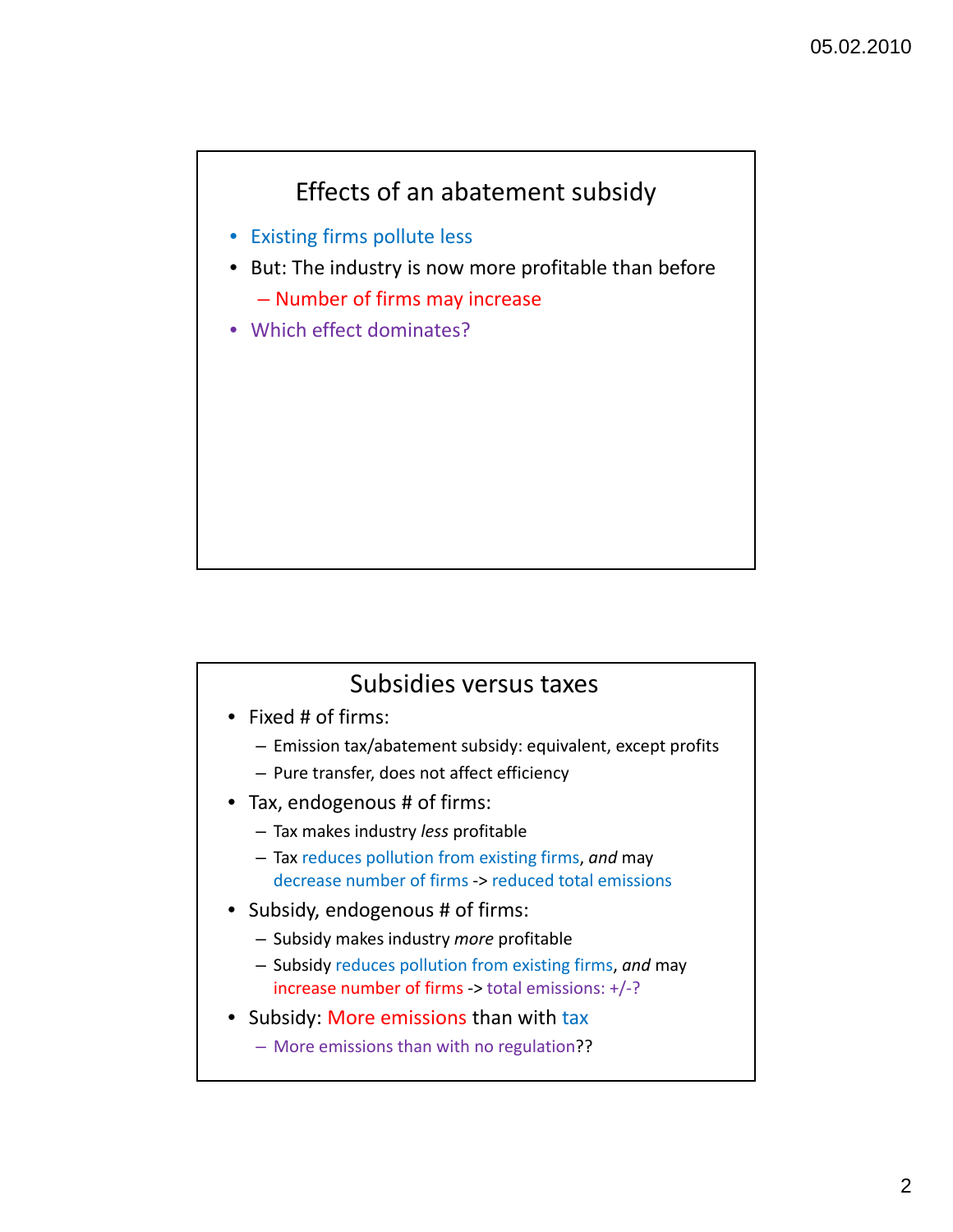## Effects of an abatement subsidy

- Existing firms pollute less
- But: The industry is now more profitable than before
  - Number of firms may increase
- Which effect dominates?

## Subsidies versus taxes

- Fixed # of firms:
  - Emission tax/abatement subsidy: equivalent, except profits
  - Pure transfer, does not affect efficiency
- Tax, endogenous # of firms:
  - Tax makes industry *less* profitable
  - Tax reduces pollution from existing firms, *and* may decrease number of firms -> reduced total emissions
- Subsidy, endogenous # of firms:
  - Subsidy makes industry *more* profitable
  - Subsidy reduces pollution from existing firms, *and* may increase number of firms -> total emissions: +/-?
- Subsidy: More emissions than with tax
  - More emissions than with no regulation??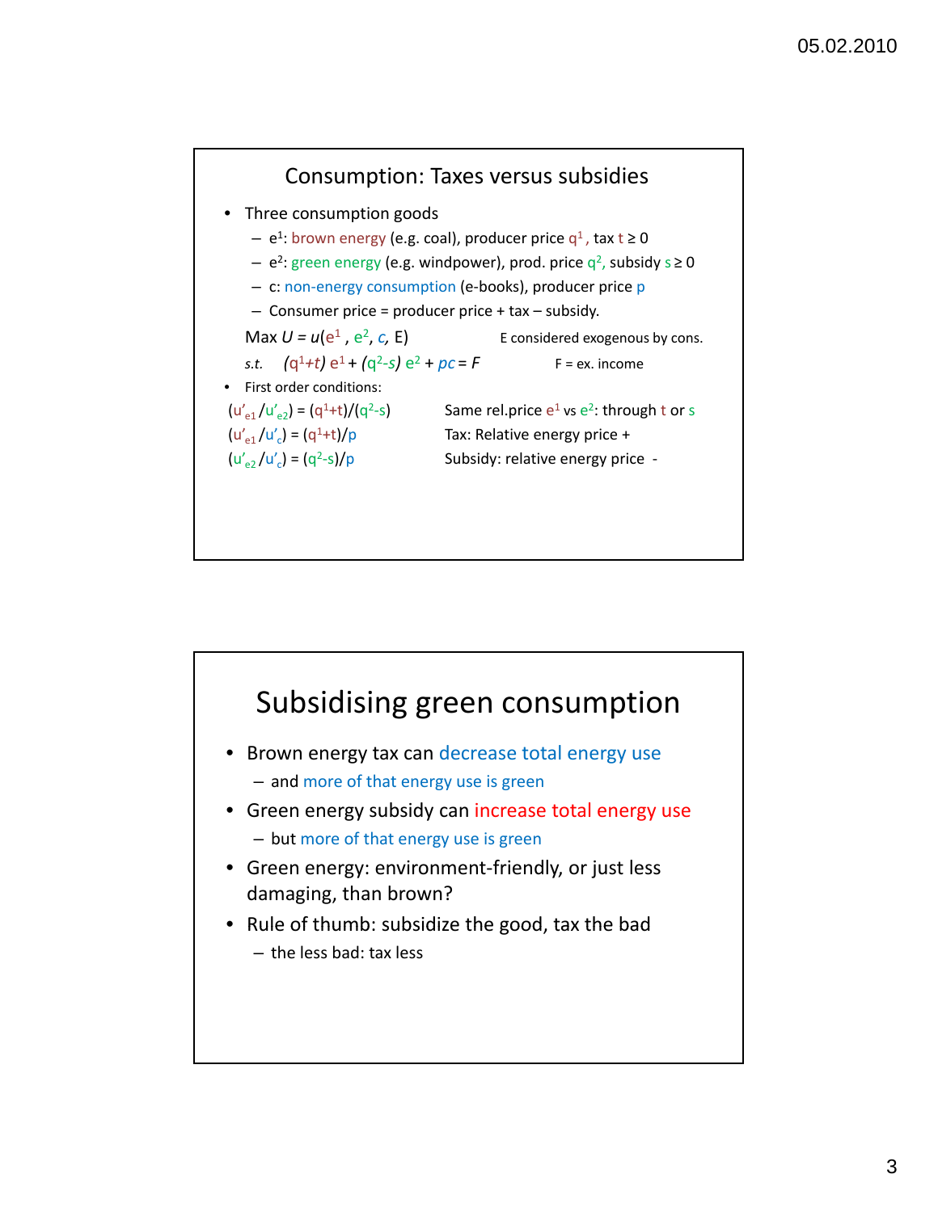## Consumption: Taxes versus subsidies

- Three consumption goods
  - $e^1$: brown energy (e.g. coal), producer price $q^1$, tax $t \geq 0$
  - $e^2$: green energy (e.g. windpower), prod. price $q^2$, subsidy $s \geq 0$
  - c: non-energy consumption (e-books), producer price p
  - Consumer price = producer price + tax – subsidy.

Max $U = u(e^1, e^2, c, E)$ E considered exogenous by cons.

*s.t.* $(q^1+t)\, e^1 + (q^2-s)\, e^2 + pc = F$ F = ex. income

- First order conditions:

$(u'_{e1}/u'_{e2}) = (q^1+t)/(q^2-s)$ Same rel.price $e^1$ vs $e^2$: through t or s

$(u'_{e1}/u'_{c}) = (q^1+t)/p$ Tax: Relative energy price +

$(u'_{e2}/u'_{c}) = (q^2-s)/p$ Subsidy: relative energy price -

## Subsidising green consumption

- Brown energy tax can decrease total energy use
  - and more of that energy use is green
- Green energy subsidy can increase total energy use
  - but more of that energy use is green
- Green energy: environment-friendly, or just less damaging, than brown?
- Rule of thumb: subsidize the good, tax the bad
  - the less bad: tax less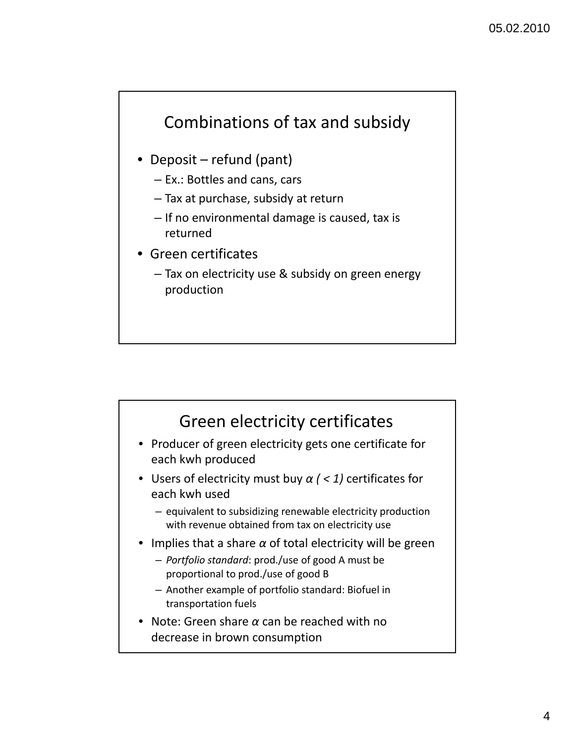## Combinations of tax and subsidy

- Deposit – refund (pant)
  - Ex.: Bottles and cans, cars
  - Tax at purchase, subsidy at return
  - If no environmental damage is caused, tax is returned
- Green certificates
  - Tax on electricity use & subsidy on green energy production

## Green electricity certificates

- Producer of green electricity gets one certificate for each kwh produced
- Users of electricity must buy $\alpha$ *( < 1)* certificates for each kwh used
  - equivalent to subsidizing renewable electricity production with revenue obtained from tax on electricity use
- Implies that a share $\alpha$ of total electricity will be green
  - *Portfolio standard*: prod./use of good A must be proportional to prod./use of good B
  - Another example of portfolio standard: Biofuel in transportation fuels
- Note: Green share $\alpha$ can be reached with no decrease in brown consumption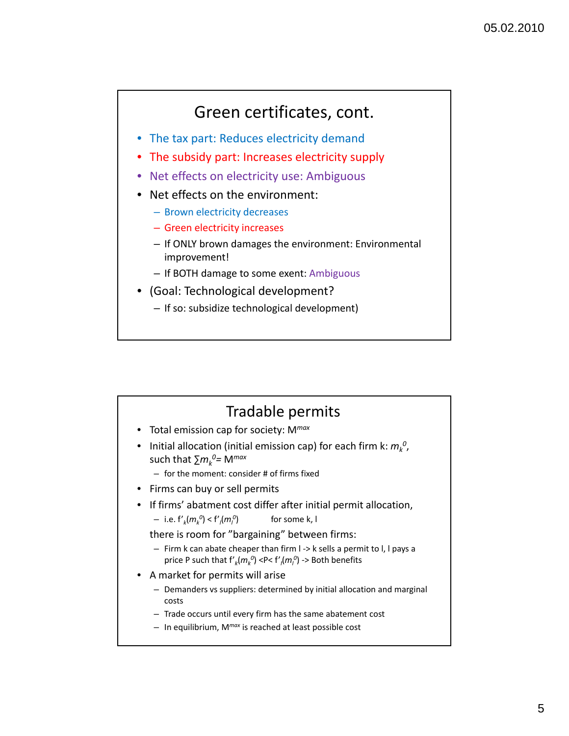## Green certificates, cont.

- The tax part: Reduces electricity demand
- The subsidy part: Increases electricity supply
- Net effects on electricity use: Ambiguous
- Net effects on the environment:
  - Brown electricity decreases
  - Green electricity increases
  - If ONLY brown damages the environment: Environmental improvement!
  - If BOTH damage to some exent: Ambiguous
- (Goal: Technological development?
  - If so: subsidize technological development)

## Tradable permits

- Total emission cap for society: $M^{max}$
- Initial allocation (initial emission cap) for each firm k: $m_k^0$, such that $\sum m_k^0 = M^{max}$
  - for the moment: consider # of firms fixed
- Firms can buy or sell permits
- If firms' abatment cost differ after initial permit allocation,
  - i.e. $f'_k(m_k^0) < f'_l(m_l^0)$ for some k, l

  there is room for "bargaining" between firms:
  - Firm k can abate cheaper than firm l -> k sells a permit to l, l pays a price P such that $f'_k(m_k^0) < P < f'_l(m_l^0)$ -> Both benefits
- A market for permits will arise
  - Demanders vs suppliers: determined by initial allocation and marginal costs
  - Trade occurs until every firm has the same abatement cost
  - In equilibrium, $M^{max}$ is reached at least possible cost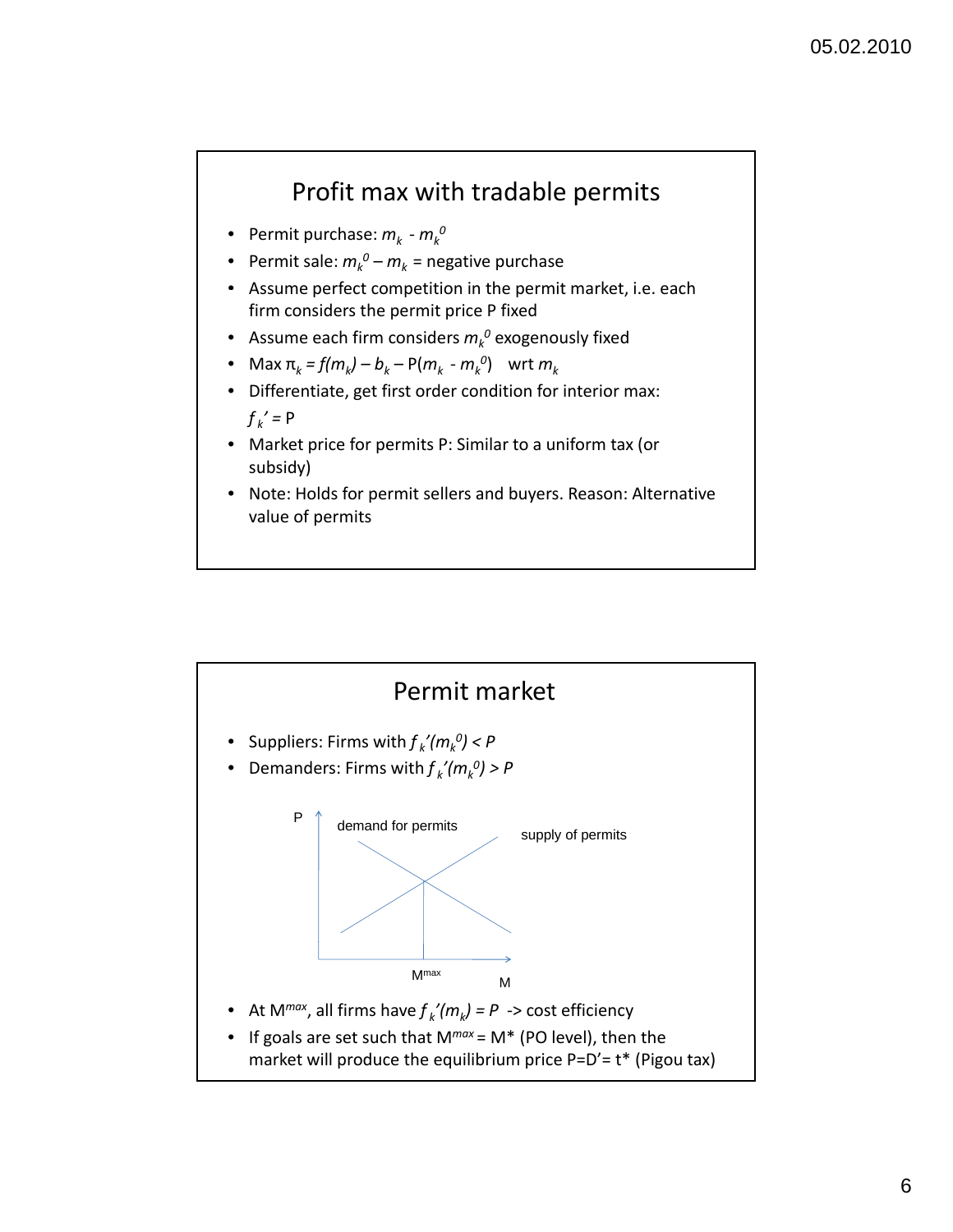## Profit max with tradable permits

- Permit purchase: $m_k - m_k^0$
- Permit sale: $m_k^0 - m_k$ = negative purchase
- Assume perfect competition in the permit market, i.e. each firm considers the permit price P fixed
- Assume each firm considers $m_k^0$ exogenously fixed
- Max $\pi_k = f(m_k) - b_k - P(m_k - m_k^0)$ wrt $m_k$
- Differentiate, get first order condition for interior max: $f_k' = P$
- Market price for permits P: Similar to a uniform tax (or subsidy)
- Note: Holds for permit sellers and buyers. Reason: Alternative value of permits

## Permit market

- Suppliers: Firms with $f_k'(m_k^0) < P$
- Demanders: Firms with $f_k'(m_k^0) > P$

- At $M^{max}$, all firms have $f_k'(m_k) = P$ -> cost efficiency
- If goals are set such that $M^{max} = M^*$ (PO level), then the market will produce the equilibrium price $P = D' = t^*$ (Pigou tax)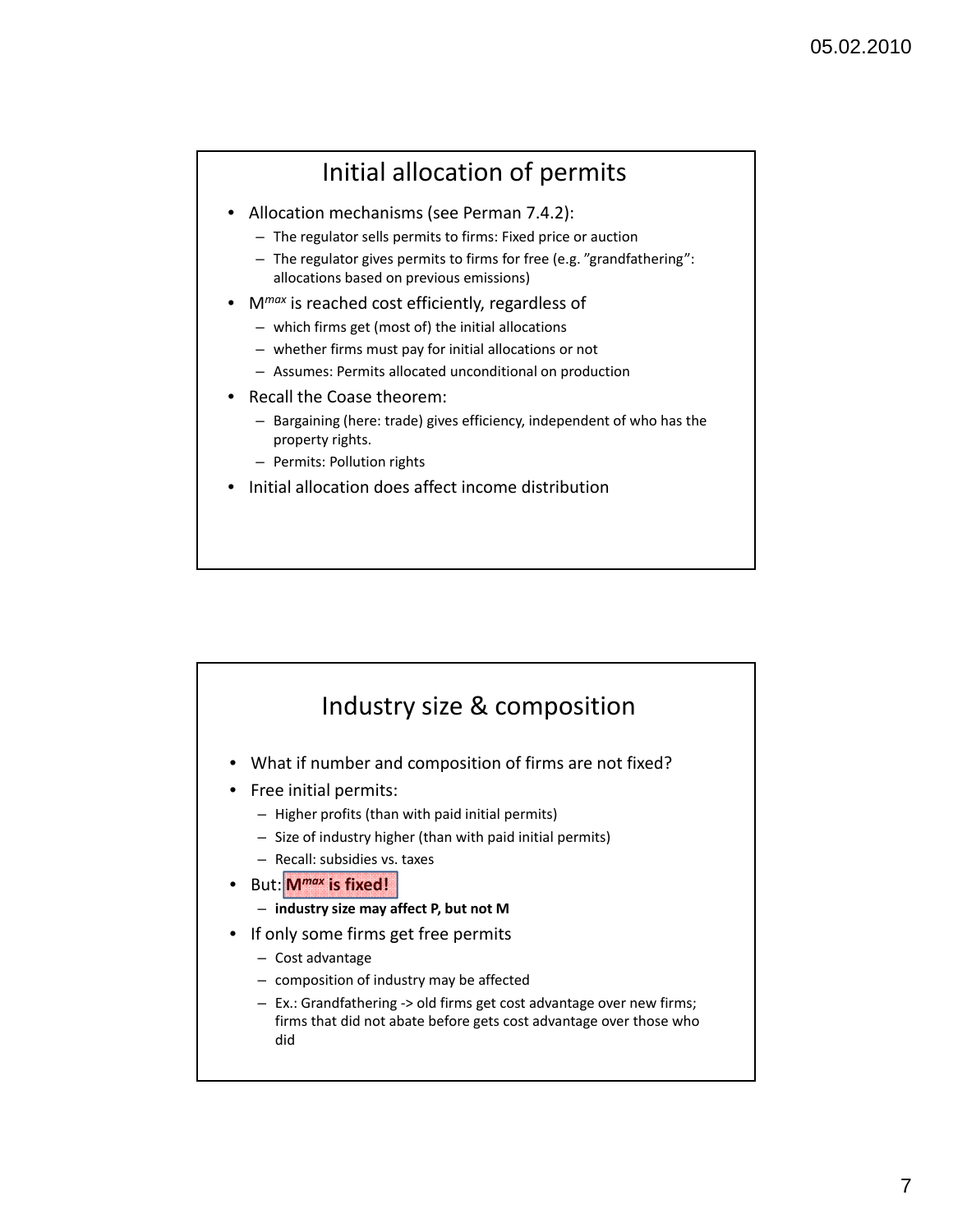## Initial allocation of permits

- Allocation mechanisms (see Perman 7.4.2):
  - The regulator sells permits to firms: Fixed price or auction
  - The regulator gives permits to firms for free (e.g. "grandfathering": allocations based on previous emissions)
- $M^{max}$ is reached cost efficiently, regardless of
  - which firms get (most of) the initial allocations
  - whether firms must pay for initial allocations or not
  - Assumes: Permits allocated unconditional on production
- Recall the Coase theorem:
  - Bargaining (here: trade) gives efficiency, independent of who has the property rights.
  - Permits: Pollution rights
- Initial allocation does affect income distribution

## Industry size & composition

- What if number and composition of firms are not fixed?
- Free initial permits:
  - Higher profits (than with paid initial permits)
  - Size of industry higher (than with paid initial permits)
  - Recall: subsidies vs. taxes
- But: **$M^{max}$ is fixed!**
  - **industry size may affect P, but not M**
- If only some firms get free permits
  - Cost advantage
  - composition of industry may be affected
  - Ex.: Grandfathering -> old firms get cost advantage over new firms; firms that did not abate before gets cost advantage over those who did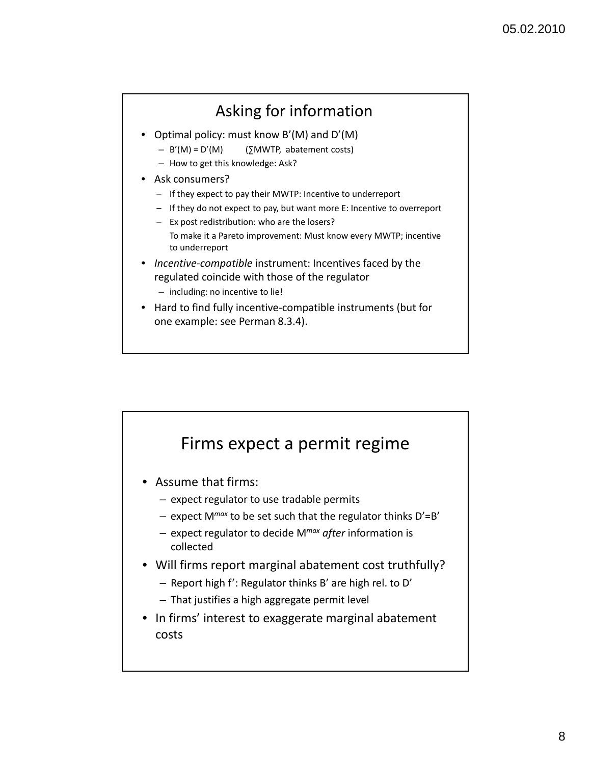## Asking for information

- Optimal policy: must know $B'(M)$ and $D'(M)$
  - $B'(M) = D'(M)$ (∑MWTP, abatement costs)
  - How to get this knowledge: Ask?
- Ask consumers?
  - If they expect to pay their MWTP: Incentive to underreport
  - If they do not expect to pay, but want more E: Incentive to overreport
  - Ex post redistribution: who are the losers?
    To make it a Pareto improvement: Must know every MWTP; incentive to underreport
- *Incentive-compatible* instrument: Incentives faced by the regulated coincide with those of the regulator
  - including: no incentive to lie!
- Hard to find fully incentive-compatible instruments (but for one example: see Perman 8.3.4).

## Firms expect a permit regime

- Assume that firms:
  - expect regulator to use tradable permits
  - expect $M^{max}$ to be set such that the regulator thinks $D'=B'$
  - expect regulator to decide $M^{max}$ *after* information is collected
- Will firms report marginal abatement cost truthfully?
  - Report high $f'$: Regulator thinks $B'$ are high rel. to $D'$
  - That justifies a high aggregate permit level
- In firms' interest to exaggerate marginal abatement costs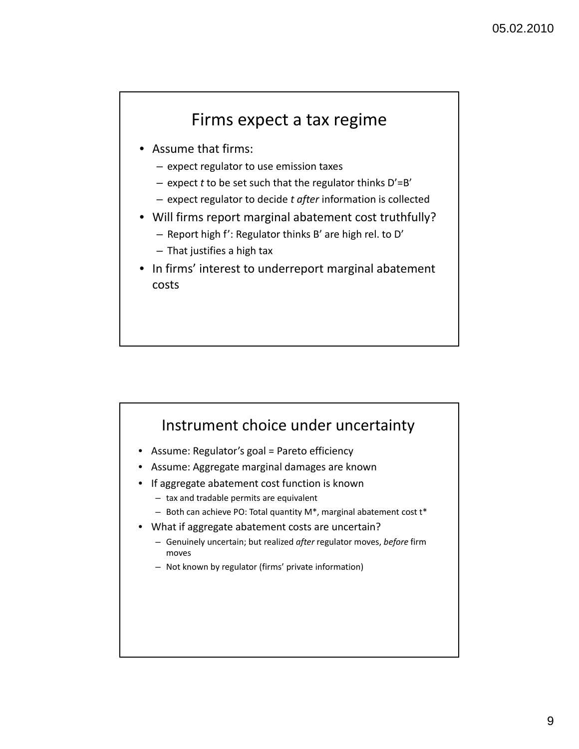## Firms expect a tax regime

- Assume that firms:
  - expect regulator to use emission taxes
  - expect *t* to be set such that the regulator thinks D'=B'
  - expect regulator to decide *t* *after* information is collected
- Will firms report marginal abatement cost truthfully?
  - Report high f': Regulator thinks B' are high rel. to D'
  - That justifies a high tax
- In firms' interest to underreport marginal abatement costs

## Instrument choice under uncertainty

- Assume: Regulator's goal = Pareto efficiency
- Assume: Aggregate marginal damages are known
- If aggregate abatement cost function is known
  - tax and tradable permits are equivalent
  - Both can achieve PO: Total quantity M*, marginal abatement cost t*
- What if aggregate abatement costs are uncertain?
  - Genuinely uncertain; but realized *after* regulator moves, *before* firm moves
  - Not known by regulator (firms' private information)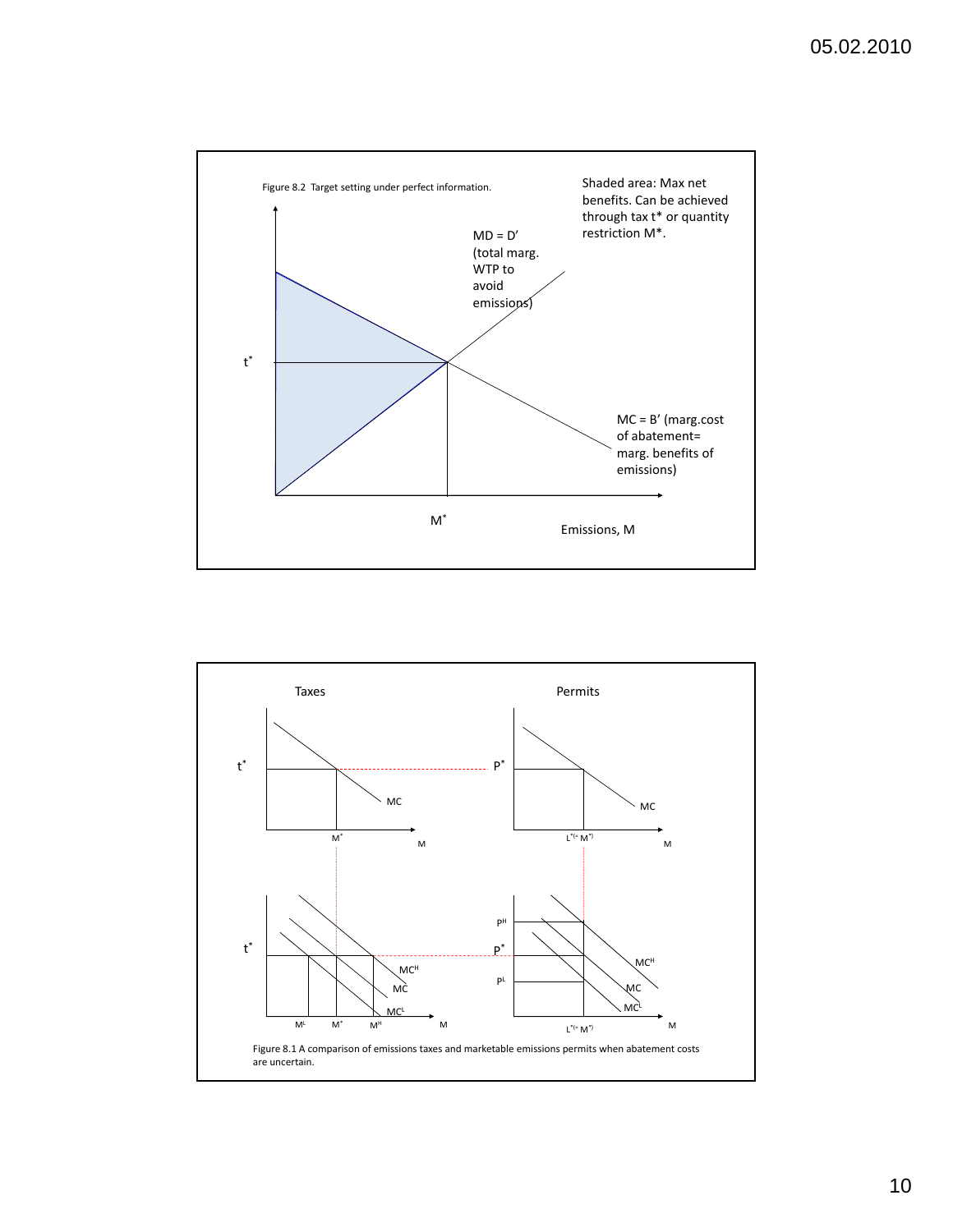Figure 8.2 Target setting under perfect information.

Shaded area: Max net benefits. Can be achieved through tax t* or quantity restriction M*.

MD = D′ (total marg. WTP to avoid emissions)

MC = B′ (marg.cost of abatement= marg. benefits of emissions)

$t^*$

$M^*$

Emissions, M

Taxes

Permits

$t^*$ $P^*$

MC MC

$M^*$ M $L^*(=M^*)$ M

$P^H$

$t^*$ $P^*$

$P^L$

$MC^H$ $MC^H$

MC MC

$MC^L$ $MC^L$

$M^L$ $M^*$ $M^H$ M $L^*(=M^*)$ M

Figure 8.1 A comparison of emissions taxes and marketable emissions permits when abatement costs are uncertain.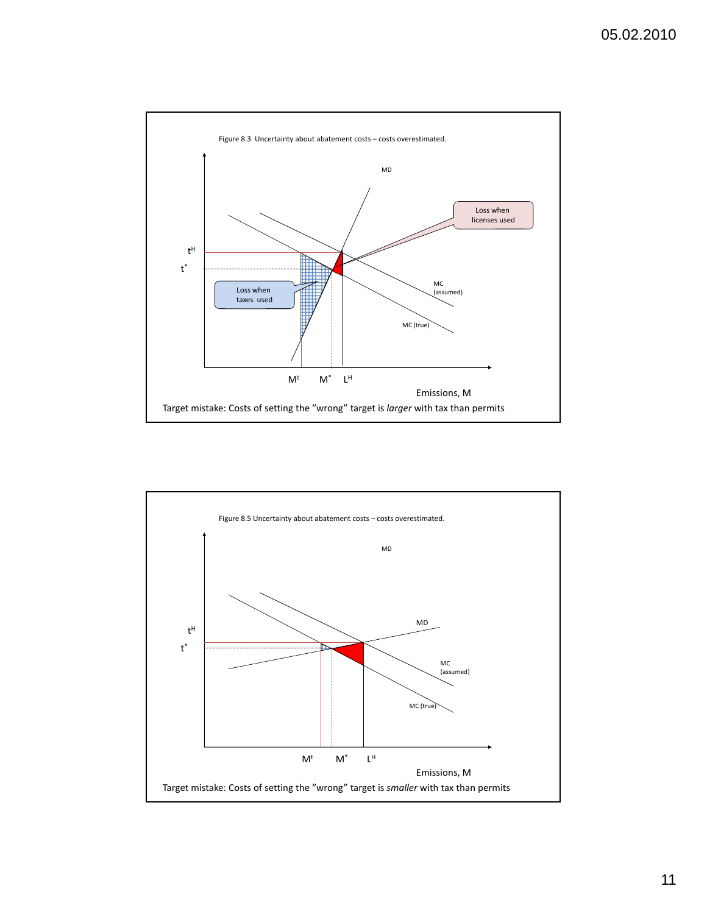Figure 8.3 Uncertainty about abatement costs – costs overestimated.

MD

Loss when licenses used

$t^H$

$t^*$

MC (assumed)

Loss when taxes used

MC (true)

$M^t$ $M^*$ $L^H$

Emissions, M

Target mistake: Costs of setting the "wrong" target is *larger* with tax than permits

Figure 8.5 Uncertainty about abatement costs – costs overestimated.

MD

$t^H$

MD

$t^*$

MC (assumed)

MC (true)

$M^t$ $M^*$ $L^H$

Emissions, M

Target mistake: Costs of setting the "wrong" target is *smaller* with tax than permits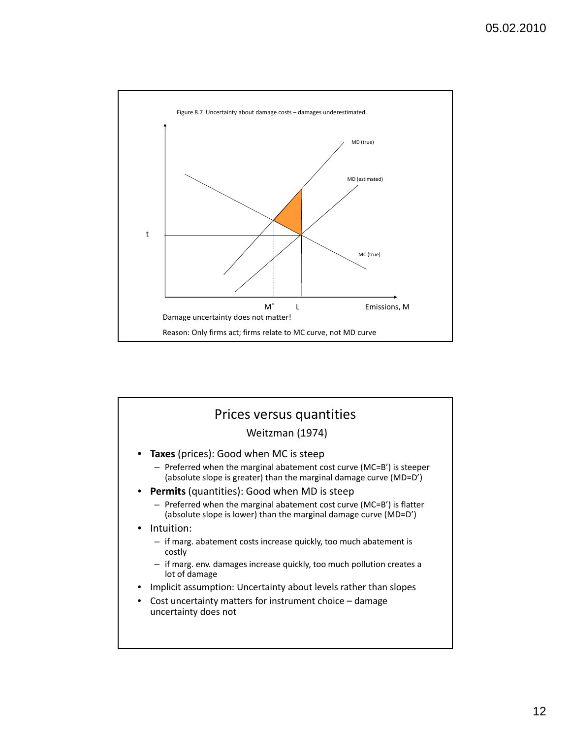Figure 8.7 Uncertainty about damage costs – damages underestimated.

Damage uncertainty does not matter!

Reason: Only firms act; firms relate to MC curve, not MD curve

## Prices versus quantities

Weitzman (1974)

- **Taxes** (prices): Good when MC is steep
  - Preferred when the marginal abatement cost curve (MC=B') is steeper (absolute slope is greater) than the marginal damage curve (MD=D')
- **Permits** (quantities): Good when MD is steep
  - Preferred when the marginal abatement cost curve (MC=B') is flatter (absolute slope is lower) than the marginal damage curve (MD=D')
- Intuition:
  - if marg. abatement costs increase quickly, too much abatement is costly
  - if marg. env. damages increase quickly, too much pollution creates a lot of damage
- Implicit assumption: Uncertainty about levels rather than slopes
- Cost uncertainty matters for instrument choice – damage uncertainty does not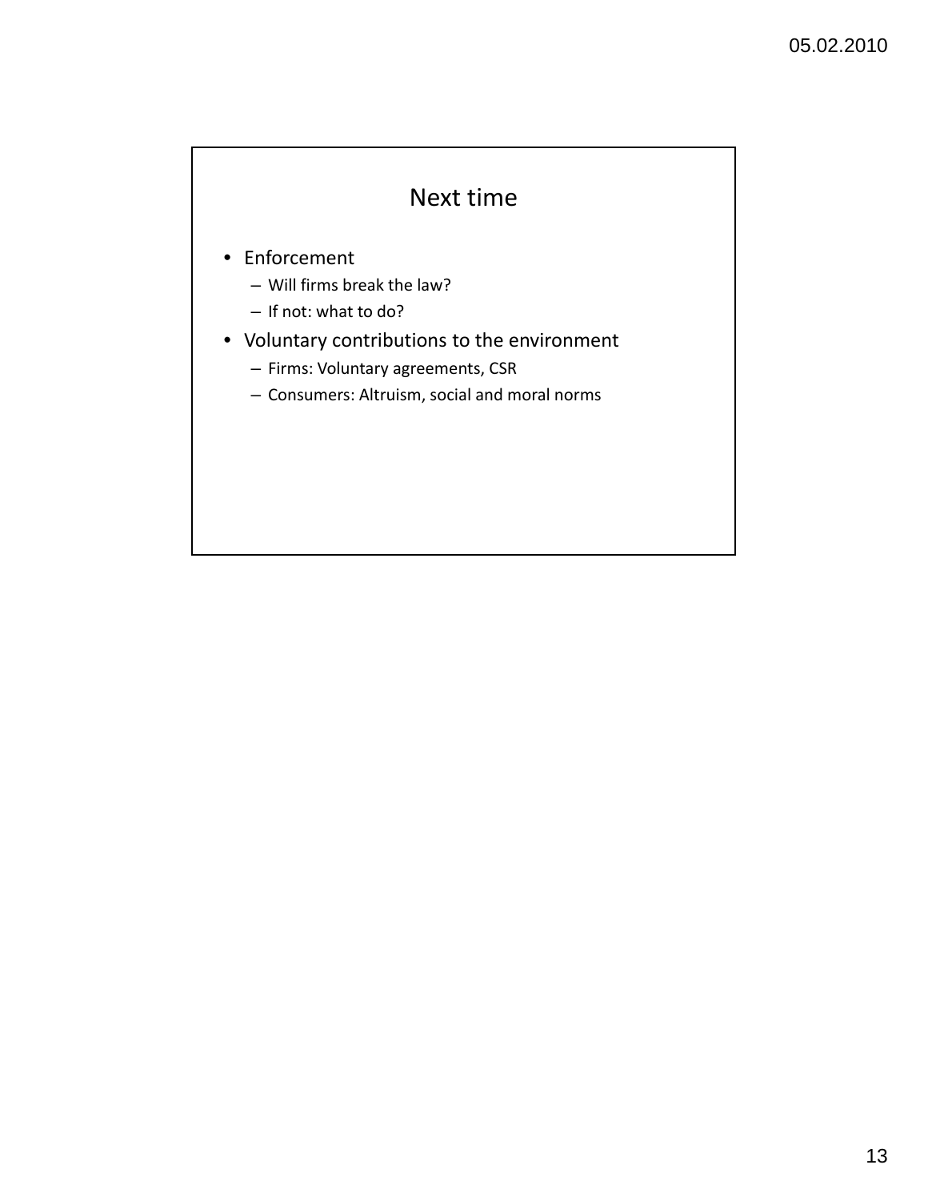## Next time

- Enforcement
  - Will firms break the law?
  - If not: what to do?
- Voluntary contributions to the environment
  - Firms: Voluntary agreements, CSR
  - Consumers: Altruism, social and moral norms